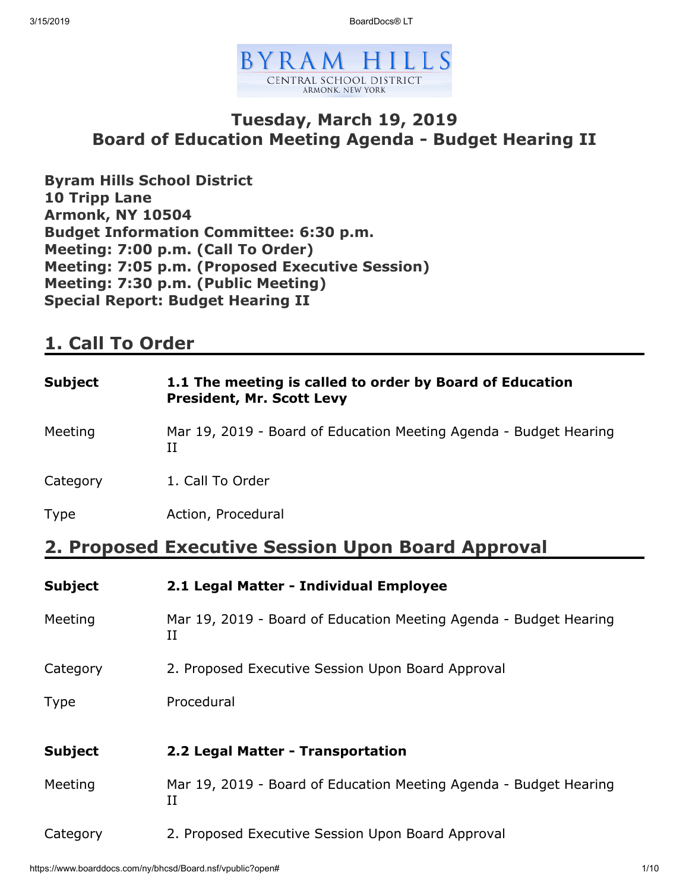# Tuesday, March 19, 2019
# Board of Education Meeting Agenda - Budget Hearing II

**Byram Hills School District**
**10 Tripp Lane**
**Armonk, NY 10504**
**Budget Information Committee: 6:30 p.m.**
**Meeting: 7:00 p.m. (Call To Order)**
**Meeting: 7:05 p.m. (Proposed Executive Session)**
**Meeting: 7:30 p.m. (Public Meeting)**
**Special Report: Budget Hearing II**

## 1. Call To Order

| | |
|---|---|
| **Subject** | **1.1 The meeting is called to order by Board of Education President, Mr. Scott Levy** |
| Meeting | Mar 19, 2019 - Board of Education Meeting Agenda - Budget Hearing II |
| Category | 1. Call To Order |
| Type | Action, Procedural |

## 2. Proposed Executive Session Upon Board Approval

| | |
|---|---|
| **Subject** | **2.1 Legal Matter - Individual Employee** |
| Meeting | Mar 19, 2019 - Board of Education Meeting Agenda - Budget Hearing II |
| Category | 2. Proposed Executive Session Upon Board Approval |
| Type | Procedural |

| | |
|---|---|
| **Subject** | **2.2 Legal Matter - Transportation** |
| Meeting | Mar 19, 2019 - Board of Education Meeting Agenda - Budget Hearing II |
| Category | 2. Proposed Executive Session Upon Board Approval |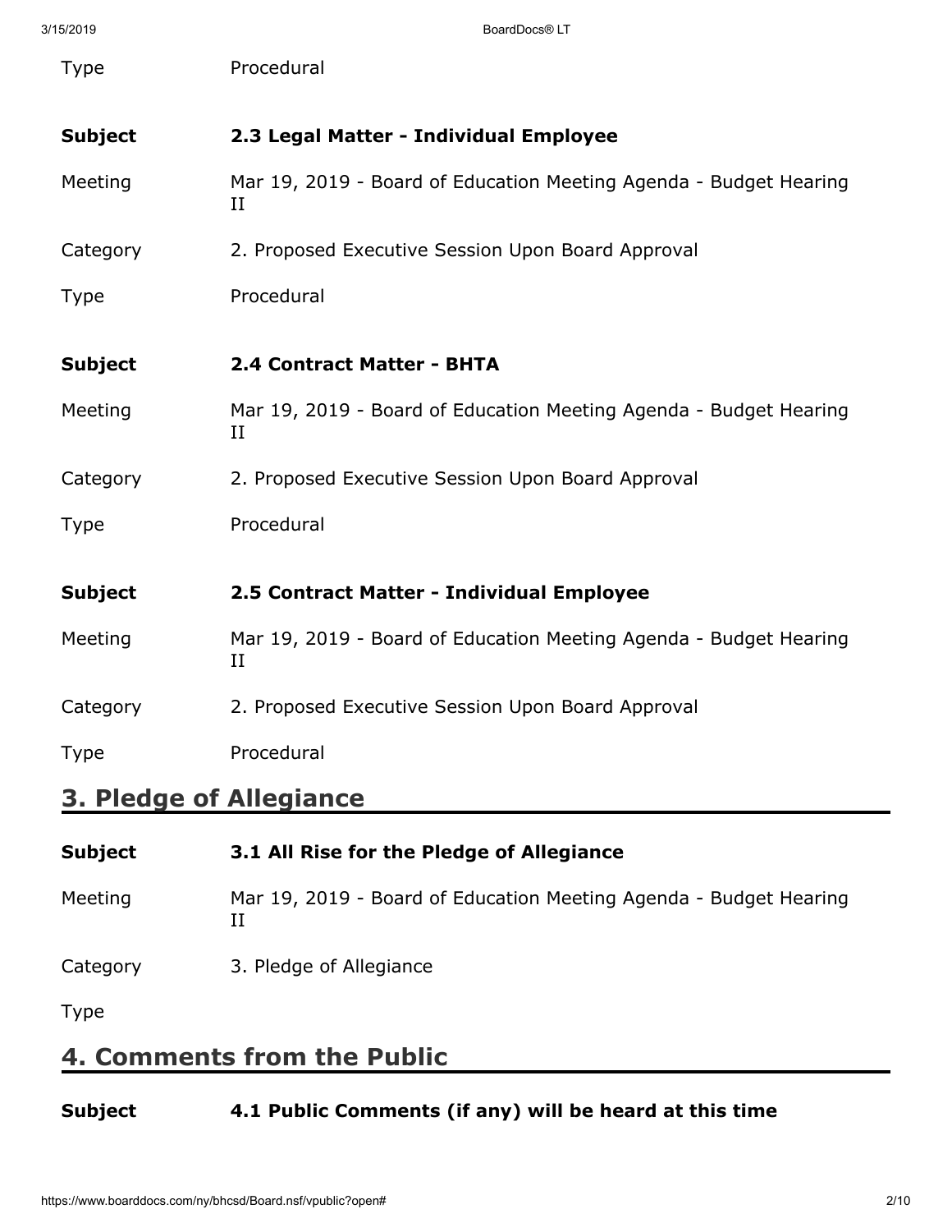| | |
|---|---|
| Type | Procedural |

| | |
|---|---|
| **Subject** | **2.3 Legal Matter - Individual Employee** |
| Meeting | Mar 19, 2019 - Board of Education Meeting Agenda - Budget Hearing II |
| Category | 2. Proposed Executive Session Upon Board Approval |
| Type | Procedural |

| | |
|---|---|
| **Subject** | **2.4 Contract Matter - BHTA** |
| Meeting | Mar 19, 2019 - Board of Education Meeting Agenda - Budget Hearing II |
| Category | 2. Proposed Executive Session Upon Board Approval |
| Type | Procedural |

| | |
|---|---|
| **Subject** | **2.5 Contract Matter - Individual Employee** |
| Meeting | Mar 19, 2019 - Board of Education Meeting Agenda - Budget Hearing II |
| Category | 2. Proposed Executive Session Upon Board Approval |
| Type | Procedural |

## 3. Pledge of Allegiance

| | |
|---|---|
| **Subject** | **3.1 All Rise for the Pledge of Allegiance** |
| Meeting | Mar 19, 2019 - Board of Education Meeting Agenda - Budget Hearing II |
| Category | 3. Pledge of Allegiance |
| Type | |

## 4. Comments from the Public

| | |
|---|---|
| **Subject** | **4.1 Public Comments (if any) will be heard at this time** |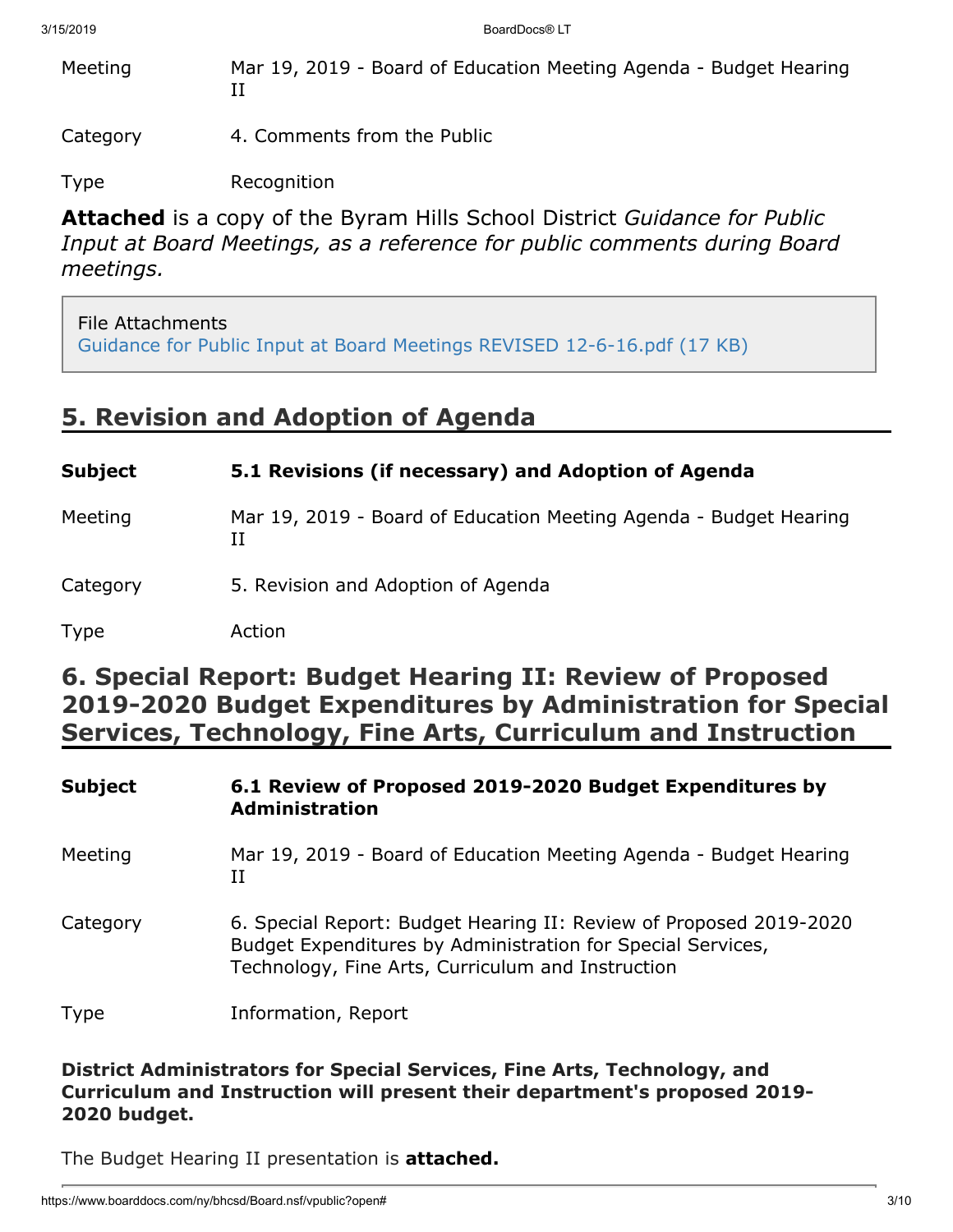Meeting Mar 19, 2019 - Board of Education Meeting Agenda - Budget Hearing II

Category 4. Comments from the Public

Type Recognition

**Attached** is a copy of the Byram Hills School District *Guidance for Public Input at Board Meetings, as a reference for public comments during Board meetings.*

File Attachments
Guidance for Public Input at Board Meetings REVISED 12-6-16.pdf (17 KB)

## 5. Revision and Adoption of Agenda

**Subject** **5.1 Revisions (if necessary) and Adoption of Agenda**

Meeting Mar 19, 2019 - Board of Education Meeting Agenda - Budget Hearing II

Category 5. Revision and Adoption of Agenda

Type Action

## 6. Special Report: Budget Hearing II: Review of Proposed 2019-2020 Budget Expenditures by Administration for Special Services, Technology, Fine Arts, Curriculum and Instruction

**Subject** **6.1 Review of Proposed 2019-2020 Budget Expenditures by Administration**

Meeting Mar 19, 2019 - Board of Education Meeting Agenda - Budget Hearing II

Category 6. Special Report: Budget Hearing II: Review of Proposed 2019-2020 Budget Expenditures by Administration for Special Services, Technology, Fine Arts, Curriculum and Instruction

Type Information, Report

**District Administrators for Special Services, Fine Arts, Technology, and Curriculum and Instruction will present their department's proposed 2019-2020 budget.**

The Budget Hearing II presentation is **attached.**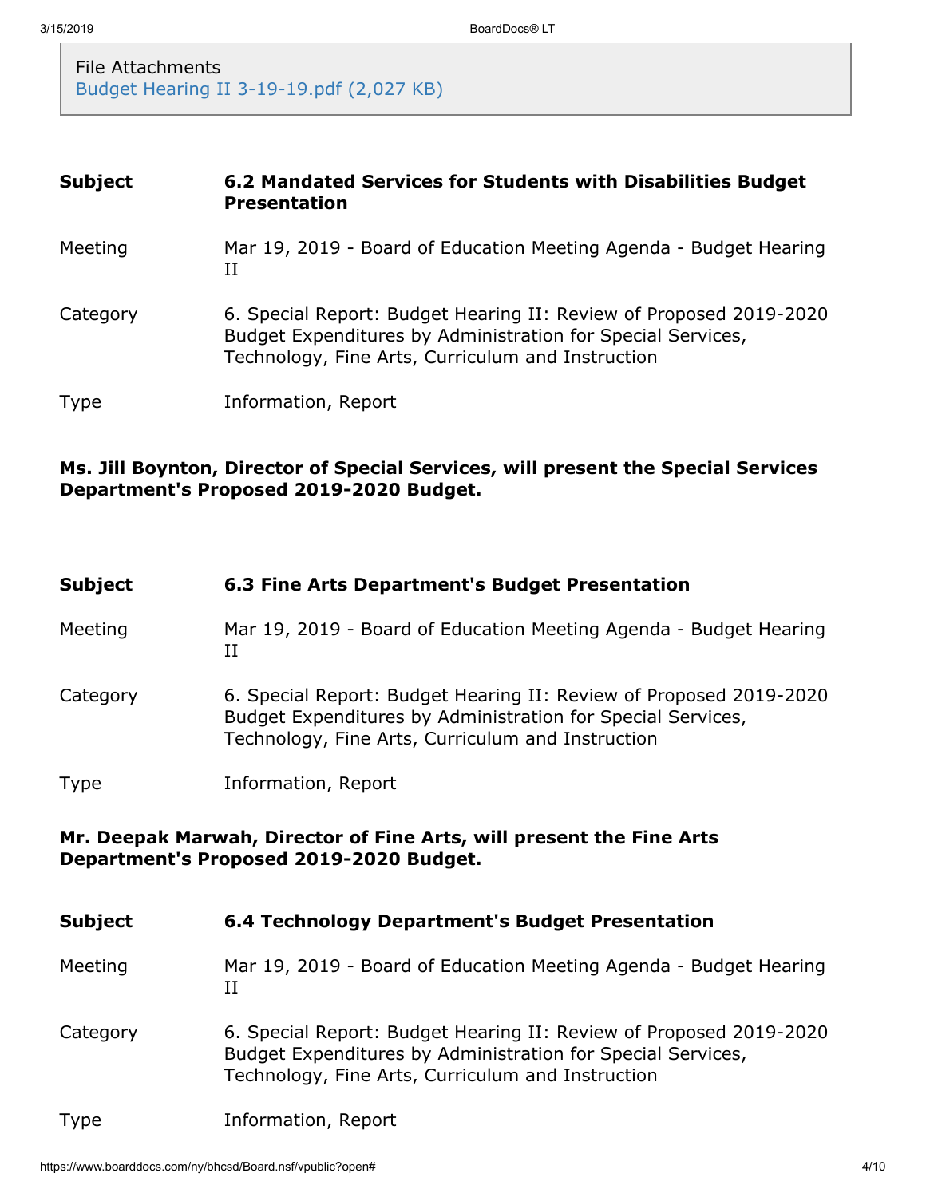File Attachments
Budget Hearing II 3-19-19.pdf (2,027 KB)

| | |
|---|---|
| **Subject** | **6.2 Mandated Services for Students with Disabilities Budget Presentation** |
| Meeting | Mar 19, 2019 - Board of Education Meeting Agenda - Budget Hearing II |
| Category | 6. Special Report: Budget Hearing II: Review of Proposed 2019-2020 Budget Expenditures by Administration for Special Services, Technology, Fine Arts, Curriculum and Instruction |
| Type | Information, Report |

**Ms. Jill Boynton, Director of Special Services, will present the Special Services Department's Proposed 2019-2020 Budget.**

| | |
|---|---|
| **Subject** | **6.3 Fine Arts Department's Budget Presentation** |
| Meeting | Mar 19, 2019 - Board of Education Meeting Agenda - Budget Hearing II |
| Category | 6. Special Report: Budget Hearing II: Review of Proposed 2019-2020 Budget Expenditures by Administration for Special Services, Technology, Fine Arts, Curriculum and Instruction |
| Type | Information, Report |

**Mr. Deepak Marwah, Director of Fine Arts, will present the Fine Arts Department's Proposed 2019-2020 Budget.**

| | |
|---|---|
| **Subject** | **6.4 Technology Department's Budget Presentation** |
| Meeting | Mar 19, 2019 - Board of Education Meeting Agenda - Budget Hearing II |
| Category | 6. Special Report: Budget Hearing II: Review of Proposed 2019-2020 Budget Expenditures by Administration for Special Services, Technology, Fine Arts, Curriculum and Instruction |
| Type | Information, Report |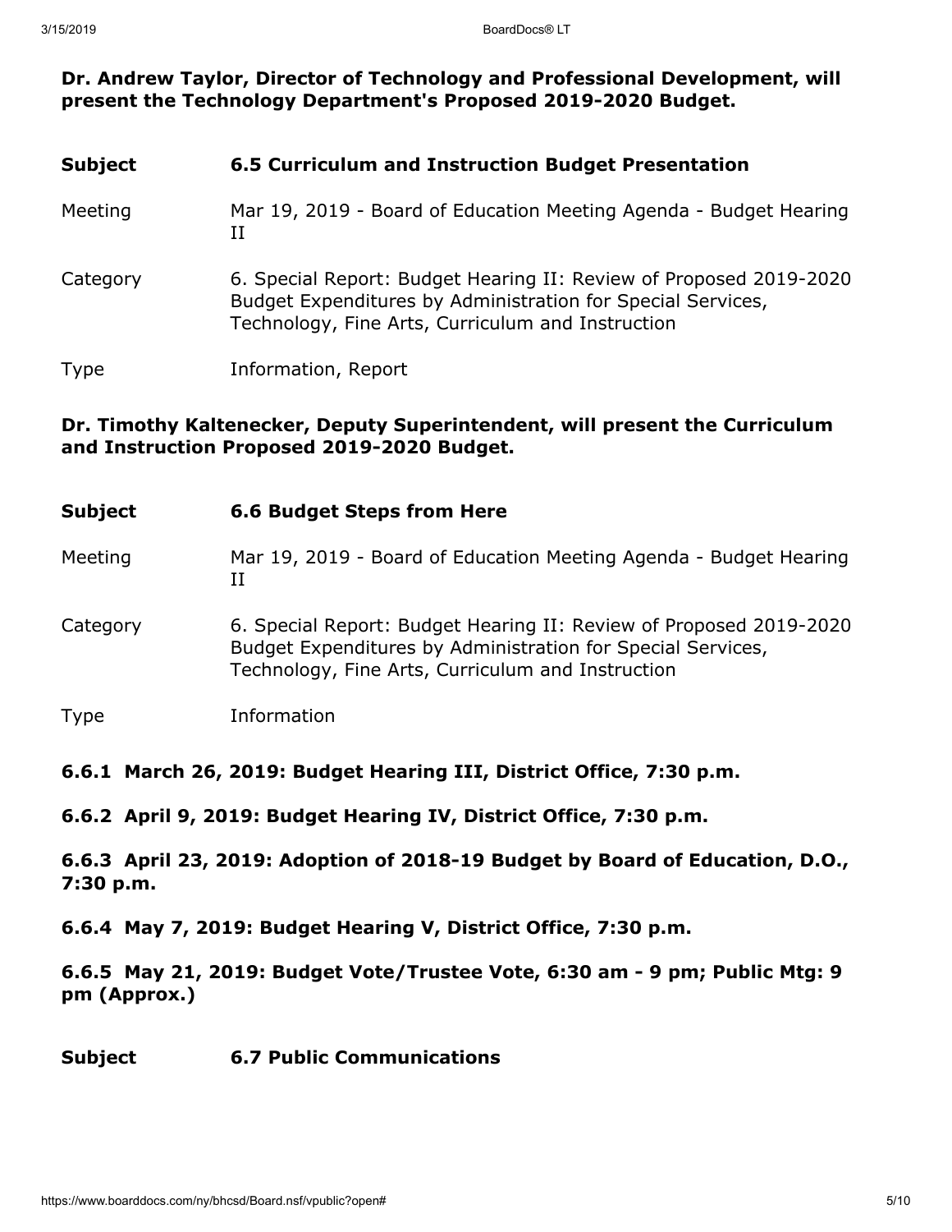**Dr. Andrew Taylor, Director of Technology and Professional Development, will present the Technology Department's Proposed 2019-2020 Budget.**

| | |
|---|---|
| **Subject** | **6.5 Curriculum and Instruction Budget Presentation** |
| Meeting | Mar 19, 2019 - Board of Education Meeting Agenda - Budget Hearing II |
| Category | 6. Special Report: Budget Hearing II: Review of Proposed 2019-2020 Budget Expenditures by Administration for Special Services, Technology, Fine Arts, Curriculum and Instruction |
| Type | Information, Report |

**Dr. Timothy Kaltenecker, Deputy Superintendent, will present the Curriculum and Instruction Proposed 2019-2020 Budget.**

| | |
|---|---|
| **Subject** | **6.6 Budget Steps from Here** |
| Meeting | Mar 19, 2019 - Board of Education Meeting Agenda - Budget Hearing II |
| Category | 6. Special Report: Budget Hearing II: Review of Proposed 2019-2020 Budget Expenditures by Administration for Special Services, Technology, Fine Arts, Curriculum and Instruction |
| Type | Information |

**6.6.1 March 26, 2019: Budget Hearing III, District Office, 7:30 p.m.**

**6.6.2 April 9, 2019: Budget Hearing IV, District Office, 7:30 p.m.**

**6.6.3 April 23, 2019: Adoption of 2018-19 Budget by Board of Education, D.O., 7:30 p.m.**

**6.6.4 May 7, 2019: Budget Hearing V, District Office, 7:30 p.m.**

**6.6.5 May 21, 2019: Budget Vote/Trustee Vote, 6:30 am - 9 pm; Public Mtg: 9 pm (Approx.)**

| | |
|---|---|
| **Subject** | **6.7 Public Communications** |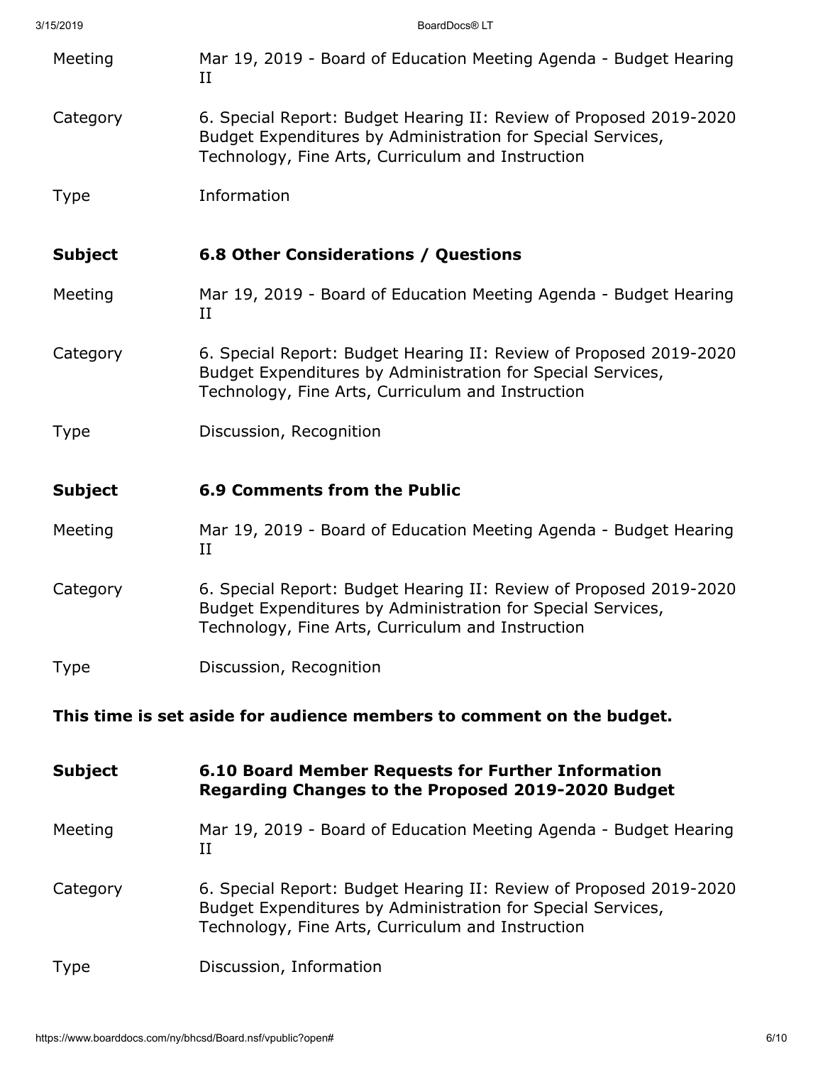| | |
|---|---|
| Meeting | Mar 19, 2019 - Board of Education Meeting Agenda - Budget Hearing II |
| Category | 6. Special Report: Budget Hearing II: Review of Proposed 2019-2020 Budget Expenditures by Administration for Special Services, Technology, Fine Arts, Curriculum and Instruction |
| Type | Information |

| | |
|---|---|
| **Subject** | **6.8 Other Considerations / Questions** |
| Meeting | Mar 19, 2019 - Board of Education Meeting Agenda - Budget Hearing II |
| Category | 6. Special Report: Budget Hearing II: Review of Proposed 2019-2020 Budget Expenditures by Administration for Special Services, Technology, Fine Arts, Curriculum and Instruction |
| Type | Discussion, Recognition |

| | |
|---|---|
| **Subject** | **6.9 Comments from the Public** |
| Meeting | Mar 19, 2019 - Board of Education Meeting Agenda - Budget Hearing II |
| Category | 6. Special Report: Budget Hearing II: Review of Proposed 2019-2020 Budget Expenditures by Administration for Special Services, Technology, Fine Arts, Curriculum and Instruction |
| Type | Discussion, Recognition |

**This time is set aside for audience members to comment on the budget.**

| | |
|---|---|
| **Subject** | **6.10 Board Member Requests for Further Information Regarding Changes to the Proposed 2019-2020 Budget** |
| Meeting | Mar 19, 2019 - Board of Education Meeting Agenda - Budget Hearing II |
| Category | 6. Special Report: Budget Hearing II: Review of Proposed 2019-2020 Budget Expenditures by Administration for Special Services, Technology, Fine Arts, Curriculum and Instruction |
| Type | Discussion, Information |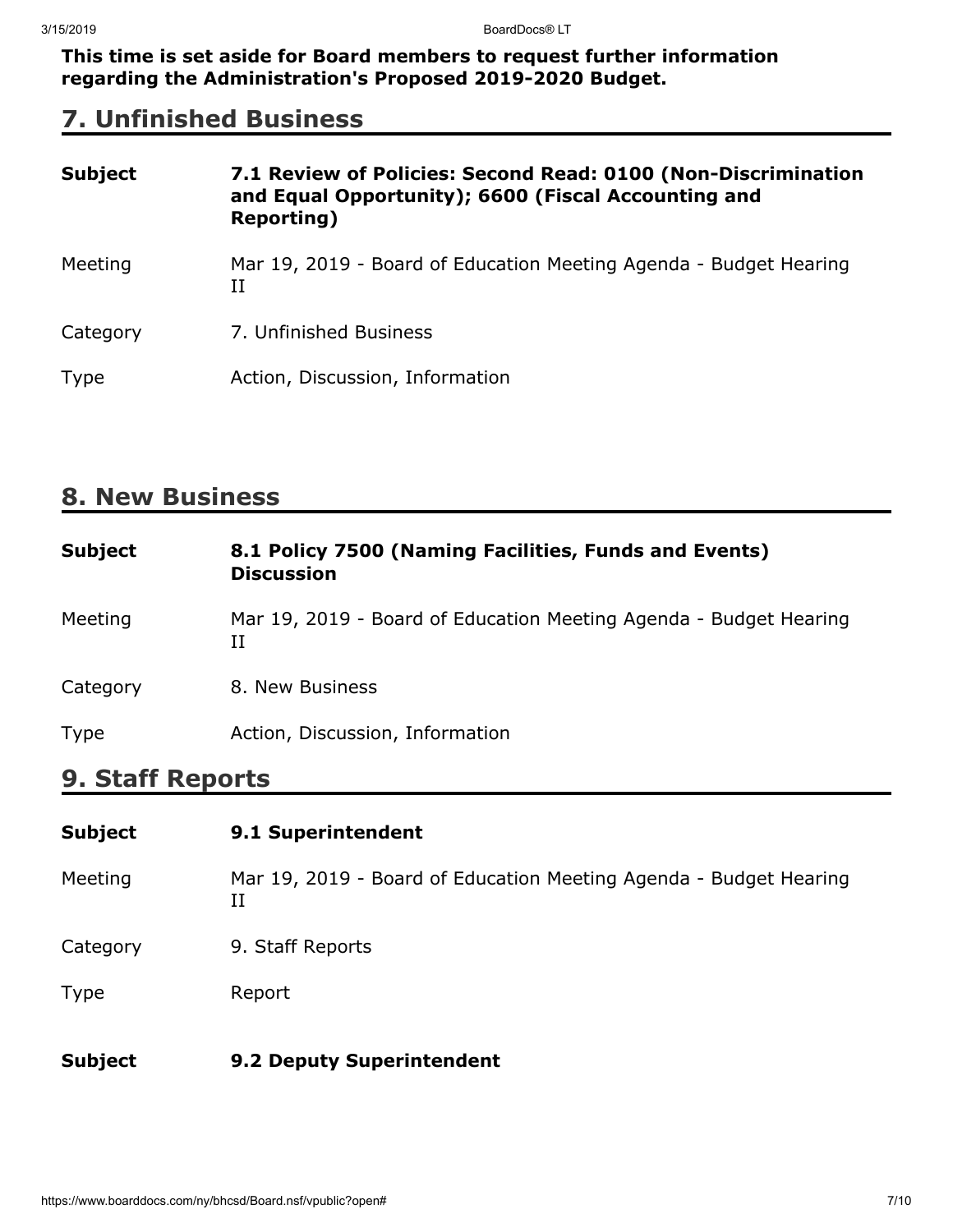**This time is set aside for Board members to request further information regarding the Administration's Proposed 2019-2020 Budget.**

## 7. Unfinished Business

| | |
|---|---|
| **Subject** | **7.1 Review of Policies: Second Read: 0100 (Non-Discrimination and Equal Opportunity); 6600 (Fiscal Accounting and Reporting)** |
| Meeting | Mar 19, 2019 - Board of Education Meeting Agenda - Budget Hearing II |
| Category | 7. Unfinished Business |
| Type | Action, Discussion, Information |

## 8. New Business

| | |
|---|---|
| **Subject** | **8.1 Policy 7500 (Naming Facilities, Funds and Events) Discussion** |
| Meeting | Mar 19, 2019 - Board of Education Meeting Agenda - Budget Hearing II |
| Category | 8. New Business |
| Type | Action, Discussion, Information |

## 9. Staff Reports

| | |
|---|---|
| **Subject** | **9.1 Superintendent** |
| Meeting | Mar 19, 2019 - Board of Education Meeting Agenda - Budget Hearing II |
| Category | 9. Staff Reports |
| Type | Report |

| | |
|---|---|
| **Subject** | **9.2 Deputy Superintendent** |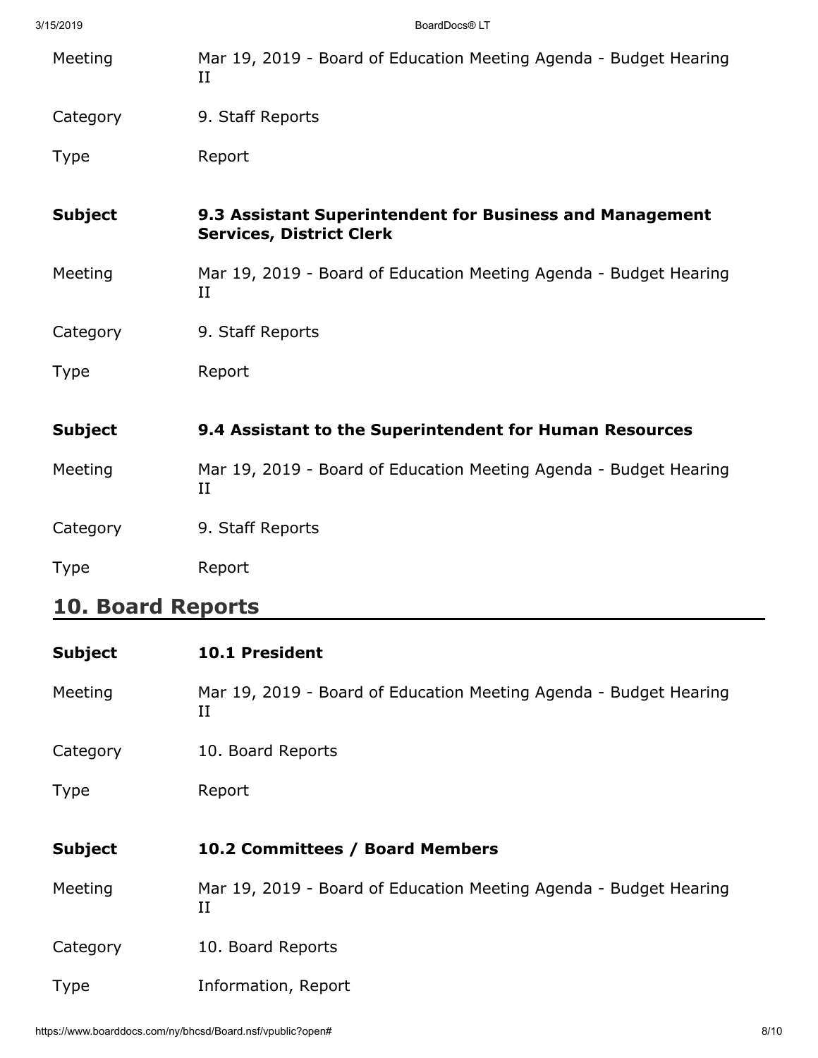| | |
|---|---|
| Meeting | Mar 19, 2019 - Board of Education Meeting Agenda - Budget Hearing II |
| Category | 9. Staff Reports |
| Type | Report |

| | |
|---|---|
| **Subject** | **9.3 Assistant Superintendent for Business and Management Services, District Clerk** |
| Meeting | Mar 19, 2019 - Board of Education Meeting Agenda - Budget Hearing II |
| Category | 9. Staff Reports |
| Type | Report |

| | |
|---|---|
| **Subject** | **9.4 Assistant to the Superintendent for Human Resources** |
| Meeting | Mar 19, 2019 - Board of Education Meeting Agenda - Budget Hearing II |
| Category | 9. Staff Reports |
| Type | Report |

## 10. Board Reports

| | |
|---|---|
| **Subject** | **10.1 President** |
| Meeting | Mar 19, 2019 - Board of Education Meeting Agenda - Budget Hearing II |
| Category | 10. Board Reports |
| Type | Report |

| | |
|---|---|
| **Subject** | **10.2 Committees / Board Members** |
| Meeting | Mar 19, 2019 - Board of Education Meeting Agenda - Budget Hearing II |
| Category | 10. Board Reports |
| Type | Information, Report |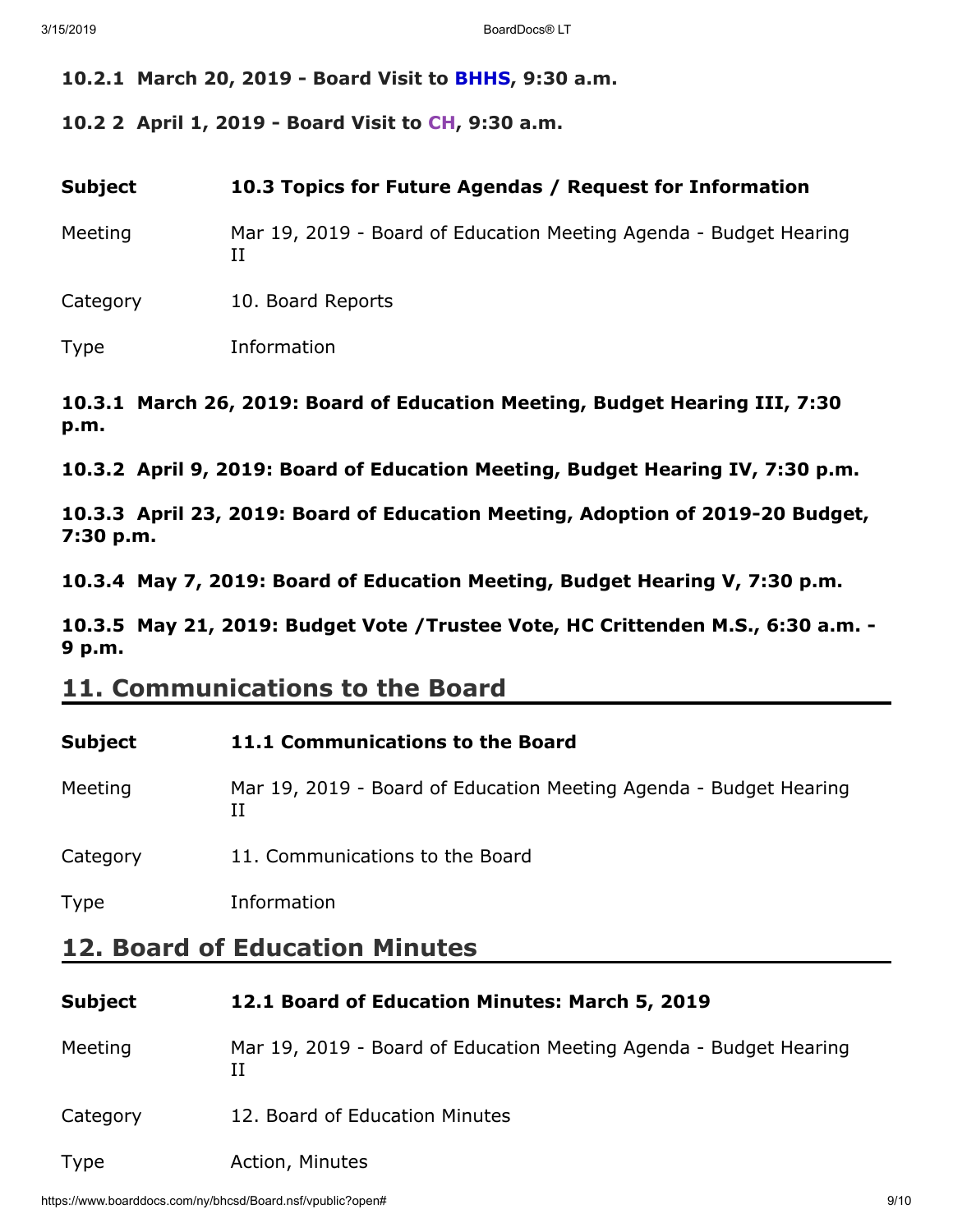**10.2.1 March 20, 2019 - Board Visit to BHHS, 9:30 a.m.**

**10.2 2 April 1, 2019 - Board Visit to CH, 9:30 a.m.**

| | |
|---|---|
| **Subject** | **10.3 Topics for Future Agendas / Request for Information** |
| Meeting | Mar 19, 2019 - Board of Education Meeting Agenda - Budget Hearing II |
| Category | 10. Board Reports |
| Type | Information |

**10.3.1 March 26, 2019: Board of Education Meeting, Budget Hearing III, 7:30 p.m.**

**10.3.2 April 9, 2019: Board of Education Meeting, Budget Hearing IV, 7:30 p.m.**

**10.3.3 April 23, 2019: Board of Education Meeting, Adoption of 2019-20 Budget, 7:30 p.m.**

**10.3.4 May 7, 2019: Board of Education Meeting, Budget Hearing V, 7:30 p.m.**

**10.3.5 May 21, 2019: Budget Vote /Trustee Vote, HC Crittenden M.S., 6:30 a.m. - 9 p.m.**

## 11. Communications to the Board

| | |
|---|---|
| **Subject** | **11.1 Communications to the Board** |
| Meeting | Mar 19, 2019 - Board of Education Meeting Agenda - Budget Hearing II |
| Category | 11. Communications to the Board |
| Type | Information |

## 12. Board of Education Minutes

| | |
|---|---|
| **Subject** | **12.1 Board of Education Minutes: March 5, 2019** |
| Meeting | Mar 19, 2019 - Board of Education Meeting Agenda - Budget Hearing II |
| Category | 12. Board of Education Minutes |
| Type | Action, Minutes |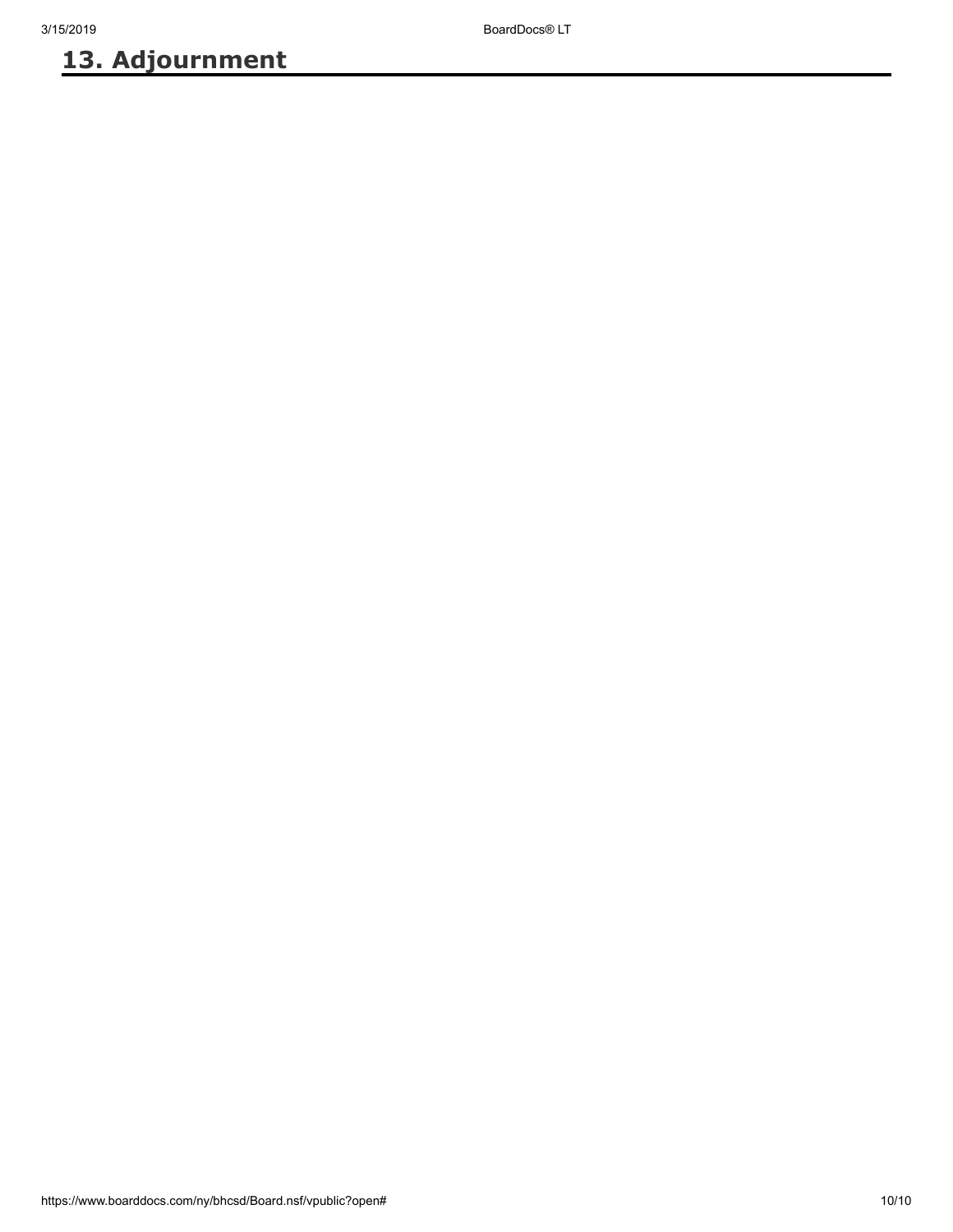## 13. Adjournment